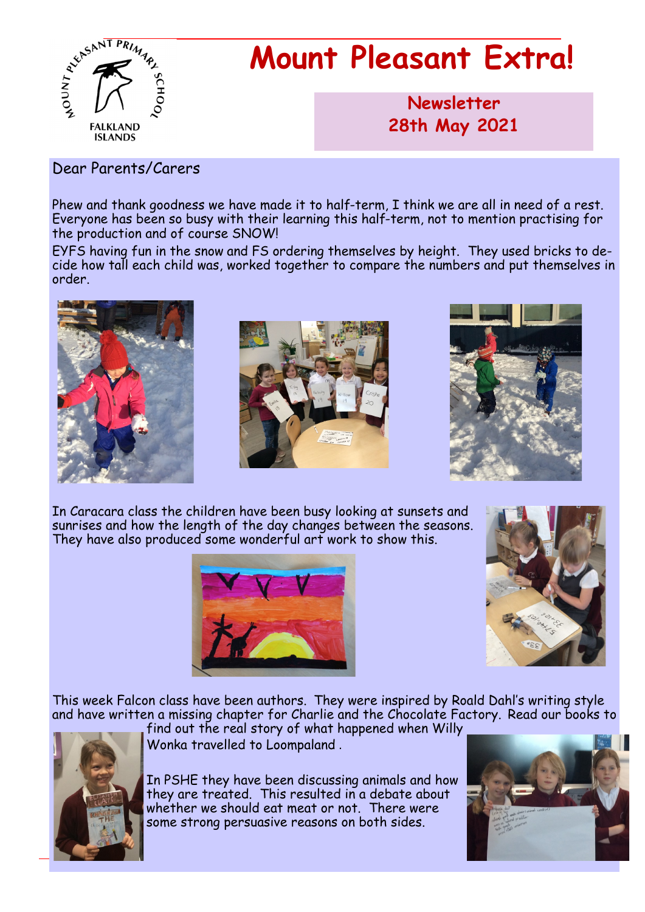# Mount Pleasant Extra!

**Newsletter**
**28th May 2021**

Dear Parents/Carers

Phew and thank goodness we have made it to half-term, I think we are all in need of a rest. Everyone has been so busy with their learning this half-term, not to mention practising for the production and of course SNOW!

EYFS having fun in the snow and FS ordering themselves by height. They used bricks to decide how tall each child was, worked together to compare the numbers and put themselves in order.

In Caracara class the children have been busy looking at sunsets and sunrises and how the length of the day changes between the seasons. They have also produced some wonderful art work to show this.

This week Falcon class have been authors. They were inspired by Roald Dahl's writing style and have written a missing chapter for Charlie and the Chocolate Factory. Read our books to find out the real story of what happened when Willy Wonka travelled to Loompaland .

In PSHE they have been discussing animals and how they are treated. This resulted in a debate about whether we should eat meat or not. There were some strong persuasive reasons on both sides.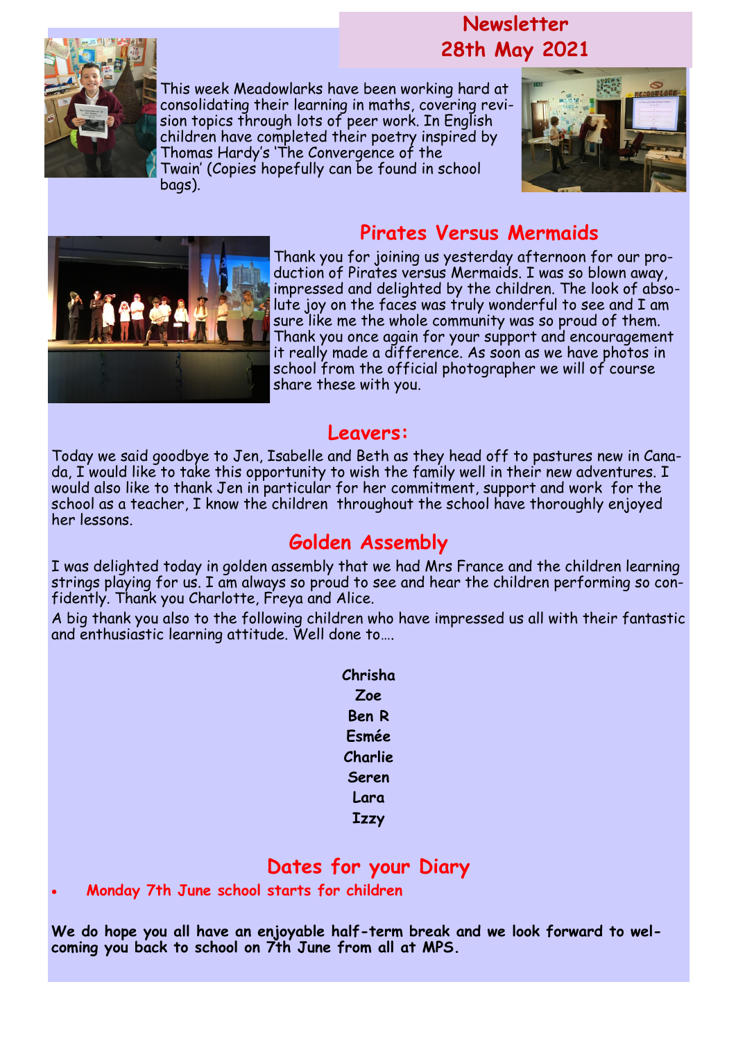# Newsletter 28th May 2021

This week Meadowlarks have been working hard at consolidating their learning in maths, covering revision topics through lots of peer work. In English children have completed their poetry inspired by Thomas Hardy's 'The Convergence of the Twain' (Copies hopefully can be found in school bags).

## Pirates Versus Mermaids

Thank you for joining us yesterday afternoon for our production of Pirates versus Mermaids. I was so blown away, impressed and delighted by the children. The look of absolute joy on the faces was truly wonderful to see and I am sure like me the whole community was so proud of them. Thank you once again for your support and encouragement it really made a difference. As soon as we have photos in school from the official photographer we will of course share these with you.

## Leavers:

Today we said goodbye to Jen, Isabelle and Beth as they head off to pastures new in Canada, I would like to take this opportunity to wish the family well in their new adventures. I would also like to thank Jen in particular for her commitment, support and work for the school as a teacher, I know the children throughout the school have thoroughly enjoyed her lessons.

## Golden Assembly

I was delighted today in golden assembly that we had Mrs France and the children learning strings playing for us. I am always so proud to see and hear the children performing so confidently. Thank you Charlotte, Freya and Alice.

A big thank you also to the following children who have impressed us all with their fantastic and enthusiastic learning attitude. Well done to….

**Chrisha**
**Zoe**
**Ben R**
**Esmée**
**Charlie**
**Seren**
**Lara**
**Izzy**

## Dates for your Diary

- **Monday 7th June school starts for children**

**We do hope you all have an enjoyable half-term break and we look forward to welcoming you back to school on 7th June from all at MPS.**